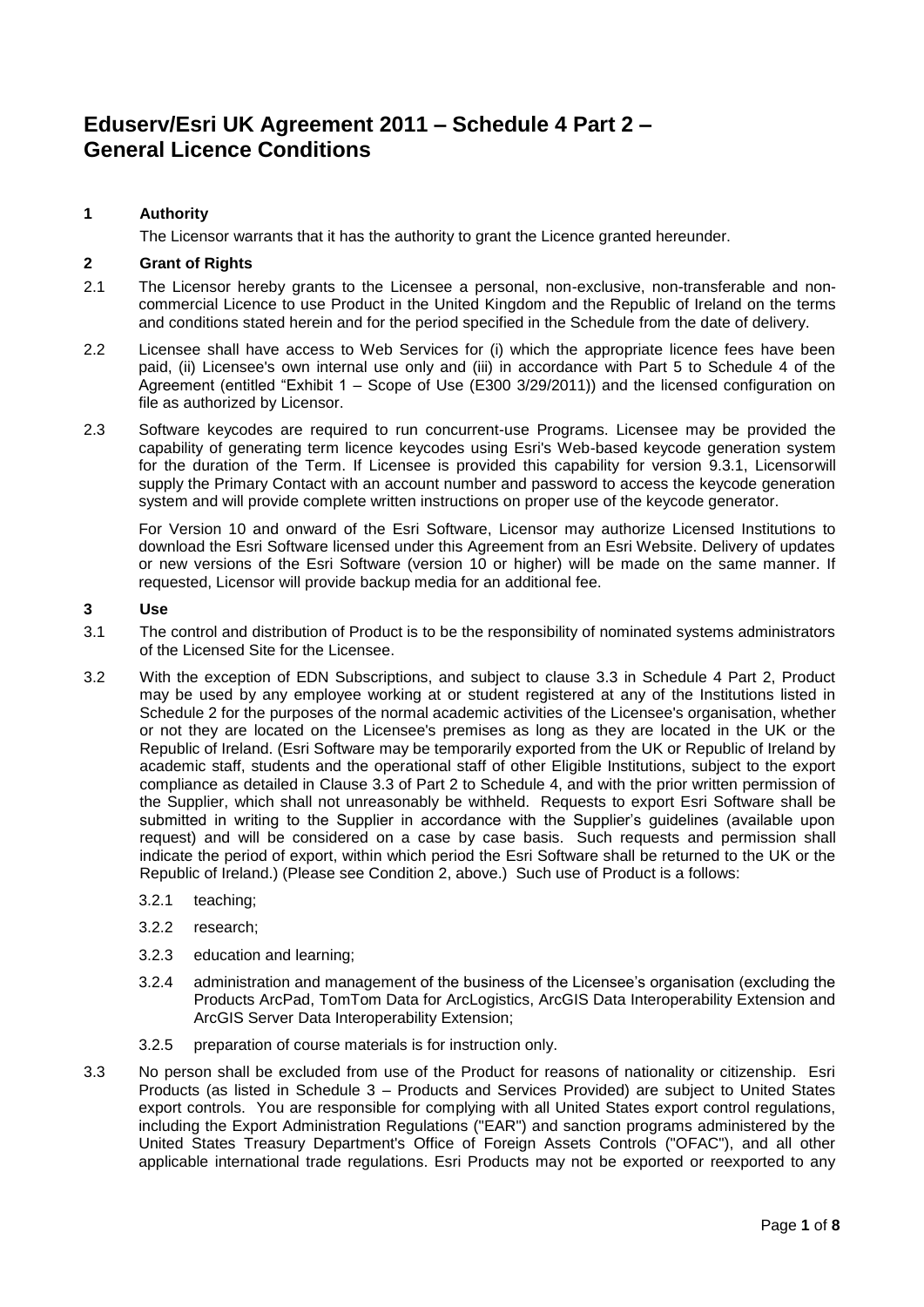# Eduserv/Esri UK Agreement 2011 – Schedule 4 Part 2 – General Licence Conditions

## 1 Authority

The Licensor warrants that it has the authority to grant the Licence granted hereunder.

## 2 Grant of Rights

2.1 The Licensor hereby grants to the Licensee a personal, non-exclusive, non-transferable and non-commercial Licence to use Product in the United Kingdom and the Republic of Ireland on the terms and conditions stated herein and for the period specified in the Schedule from the date of delivery.

2.2 Licensee shall have access to Web Services for (i) which the appropriate licence fees have been paid, (ii) Licensee's own internal use only and (iii) in accordance with Part 5 to Schedule 4 of the Agreement (entitled "Exhibit 1 – Scope of Use (E300 3/29/2011)) and the licensed configuration on file as authorized by Licensor.

2.3 Software keycodes are required to run concurrent-use Programs. Licensee may be provided the capability of generating term licence keycodes using Esri's Web-based keycode generation system for the duration of the Term. If Licensee is provided this capability for version 9.3.1, Licensorwill supply the Primary Contact with an account number and password to access the keycode generation system and will provide complete written instructions on proper use of the keycode generator.

For Version 10 and onward of the Esri Software, Licensor may authorize Licensed Institutions to download the Esri Software licensed under this Agreement from an Esri Website. Delivery of updates or new versions of the Esri Software (version 10 or higher) will be made on the same manner. If requested, Licensor will provide backup media for an additional fee.

## 3 Use

3.1 The control and distribution of Product is to be the responsibility of nominated systems administrators of the Licensed Site for the Licensee.

3.2 With the exception of EDN Subscriptions, and subject to clause 3.3 in Schedule 4 Part 2, Product may be used by any employee working at or student registered at any of the Institutions listed in Schedule 2 for the purposes of the normal academic activities of the Licensee's organisation, whether or not they are located on the Licensee's premises as long as they are located in the UK or the Republic of Ireland. (Esri Software may be temporarily exported from the UK or Republic of Ireland by academic staff, students and the operational staff of other Eligible Institutions, subject to the export compliance as detailed in Clause 3.3 of Part 2 to Schedule 4, and with the prior written permission of the Supplier, which shall not unreasonably be withheld. Requests to export Esri Software shall be submitted in writing to the Supplier in accordance with the Supplier's guidelines (available upon request) and will be considered on a case by case basis. Such requests and permission shall indicate the period of export, within which period the Esri Software shall be returned to the UK or the Republic of Ireland.) (Please see Condition 2, above.) Such use of Product is a follows:

- 3.2.1 teaching;
- 3.2.2 research;
- 3.2.3 education and learning;
- 3.2.4 administration and management of the business of the Licensee's organisation (excluding the Products ArcPad, TomTom Data for ArcLogistics, ArcGIS Data Interoperability Extension and ArcGIS Server Data Interoperability Extension;
- 3.2.5 preparation of course materials is for instruction only.

3.3 No person shall be excluded from use of the Product for reasons of nationality or citizenship. Esri Products (as listed in Schedule 3 – Products and Services Provided) are subject to United States export controls. You are responsible for complying with all United States export control regulations, including the Export Administration Regulations ("EAR") and sanction programs administered by the United States Treasury Department's Office of Foreign Assets Controls ("OFAC"), and all other applicable international trade regulations. Esri Products may not be exported or reexported to any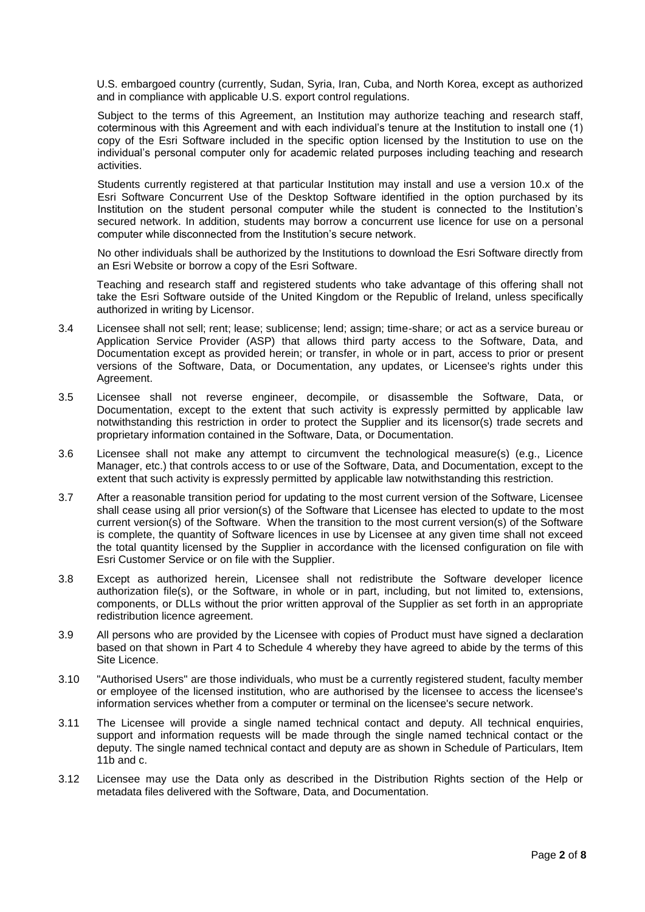U.S. embargoed country (currently, Sudan, Syria, Iran, Cuba, and North Korea, except as authorized and in compliance with applicable U.S. export control regulations.

Subject to the terms of this Agreement, an Institution may authorize teaching and research staff, coterminous with this Agreement and with each individual's tenure at the Institution to install one (1) copy of the Esri Software included in the specific option licensed by the Institution to use on the individual's personal computer only for academic related purposes including teaching and research activities.

Students currently registered at that particular Institution may install and use a version 10.x of the Esri Software Concurrent Use of the Desktop Software identified in the option purchased by its Institution on the student personal computer while the student is connected to the Institution's secured network. In addition, students may borrow a concurrent use licence for use on a personal computer while disconnected from the Institution's secure network.

No other individuals shall be authorized by the Institutions to download the Esri Software directly from an Esri Website or borrow a copy of the Esri Software.

Teaching and research staff and registered students who take advantage of this offering shall not take the Esri Software outside of the United Kingdom or the Republic of Ireland, unless specifically authorized in writing by Licensor.

3.4 Licensee shall not sell; rent; lease; sublicense; lend; assign; time-share; or act as a service bureau or Application Service Provider (ASP) that allows third party access to the Software, Data, and Documentation except as provided herein; or transfer, in whole or in part, access to prior or present versions of the Software, Data, or Documentation, any updates, or Licensee's rights under this Agreement.

3.5 Licensee shall not reverse engineer, decompile, or disassemble the Software, Data, or Documentation, except to the extent that such activity is expressly permitted by applicable law notwithstanding this restriction in order to protect the Supplier and its licensor(s) trade secrets and proprietary information contained in the Software, Data, or Documentation.

3.6 Licensee shall not make any attempt to circumvent the technological measure(s) (e.g., Licence Manager, etc.) that controls access to or use of the Software, Data, and Documentation, except to the extent that such activity is expressly permitted by applicable law notwithstanding this restriction.

3.7 After a reasonable transition period for updating to the most current version of the Software, Licensee shall cease using all prior version(s) of the Software that Licensee has elected to update to the most current version(s) of the Software. When the transition to the most current version(s) of the Software is complete, the quantity of Software licences in use by Licensee at any given time shall not exceed the total quantity licensed by the Supplier in accordance with the licensed configuration on file with Esri Customer Service or on file with the Supplier.

3.8 Except as authorized herein, Licensee shall not redistribute the Software developer licence authorization file(s), or the Software, in whole or in part, including, but not limited to, extensions, components, or DLLs without the prior written approval of the Supplier as set forth in an appropriate redistribution licence agreement.

3.9 All persons who are provided by the Licensee with copies of Product must have signed a declaration based on that shown in Part 4 to Schedule 4 whereby they have agreed to abide by the terms of this Site Licence.

3.10 "Authorised Users" are those individuals, who must be a currently registered student, faculty member or employee of the licensed institution, who are authorised by the licensee to access the licensee's information services whether from a computer or terminal on the licensee's secure network.

3.11 The Licensee will provide a single named technical contact and deputy. All technical enquiries, support and information requests will be made through the single named technical contact or the deputy. The single named technical contact and deputy are as shown in Schedule of Particulars, Item 11b and c.

3.12 Licensee may use the Data only as described in the Distribution Rights section of the Help or metadata files delivered with the Software, Data, and Documentation.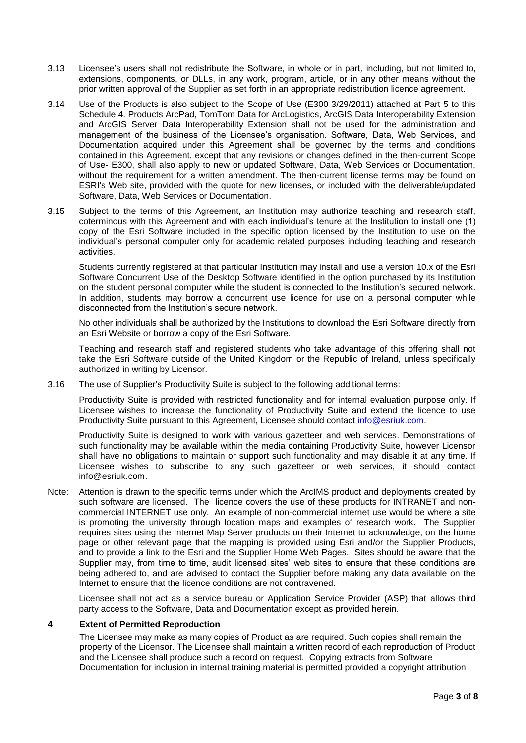3.13 Licensee's users shall not redistribute the Software, in whole or in part, including, but not limited to, extensions, components, or DLLs, in any work, program, article, or in any other means without the prior written approval of the Supplier as set forth in an appropriate redistribution licence agreement.

3.14 Use of the Products is also subject to the Scope of Use (E300 3/29/2011) attached at Part 5 to this Schedule 4. Products ArcPad, TomTom Data for ArcLogistics, ArcGIS Data Interoperability Extension and ArcGIS Server Data Interoperability Extension shall not be used for the administration and management of the business of the Licensee's organisation. Software, Data, Web Services, and Documentation acquired under this Agreement shall be governed by the terms and conditions contained in this Agreement, except that any revisions or changes defined in the then-current Scope of Use- E300, shall also apply to new or updated Software, Data, Web Services or Documentation, without the requirement for a written amendment. The then-current license terms may be found on ESRI's Web site, provided with the quote for new licenses, or included with the deliverable/updated Software, Data, Web Services or Documentation.

3.15 Subject to the terms of this Agreement, an Institution may authorize teaching and research staff, coterminous with this Agreement and with each individual's tenure at the Institution to install one (1) copy of the Esri Software included in the specific option licensed by the Institution to use on the individual's personal computer only for academic related purposes including teaching and research activities.

Students currently registered at that particular Institution may install and use a version 10.x of the Esri Software Concurrent Use of the Desktop Software identified in the option purchased by its Institution on the student personal computer while the student is connected to the Institution's secured network. In addition, students may borrow a concurrent use licence for use on a personal computer while disconnected from the Institution's secure network.

No other individuals shall be authorized by the Institutions to download the Esri Software directly from an Esri Website or borrow a copy of the Esri Software.

Teaching and research staff and registered students who take advantage of this offering shall not take the Esri Software outside of the United Kingdom or the Republic of Ireland, unless specifically authorized in writing by Licensor.

3.16 The use of Supplier's Productivity Suite is subject to the following additional terms:

Productivity Suite is provided with restricted functionality and for internal evaluation purpose only. If Licensee wishes to increase the functionality of Productivity Suite and extend the licence to use Productivity Suite pursuant to this Agreement, Licensee should contact info@esriuk.com.

Productivity Suite is designed to work with various gazetteer and web services. Demonstrations of such functionality may be available within the media containing Productivity Suite, however Licensor shall have no obligations to maintain or support such functionality and may disable it at any time. If Licensee wishes to subscribe to any such gazetteer or web services, it should contact info@esriuk.com.

Note: Attention is drawn to the specific terms under which the ArcIMS product and deployments created by such software are licensed. The licence covers the use of these products for INTRANET and non-commercial INTERNET use only. An example of non-commercial internet use would be where a site is promoting the university through location maps and examples of research work. The Supplier requires sites using the Internet Map Server products on their Internet to acknowledge, on the home page or other relevant page that the mapping is provided using Esri and/or the Supplier Products, and to provide a link to the Esri and the Supplier Home Web Pages. Sites should be aware that the Supplier may, from time to time, audit licensed sites' web sites to ensure that these conditions are being adhered to, and are advised to contact the Supplier before making any data available on the Internet to ensure that the licence conditions are not contravened.

Licensee shall not act as a service bureau or Application Service Provider (ASP) that allows third party access to the Software, Data and Documentation except as provided herein.

## 4 Extent of Permitted Reproduction

The Licensee may make as many copies of Product as are required. Such copies shall remain the property of the Licensor. The Licensee shall maintain a written record of each reproduction of Product and the Licensee shall produce such a record on request. Copying extracts from Software Documentation for inclusion in internal training material is permitted provided a copyright attribution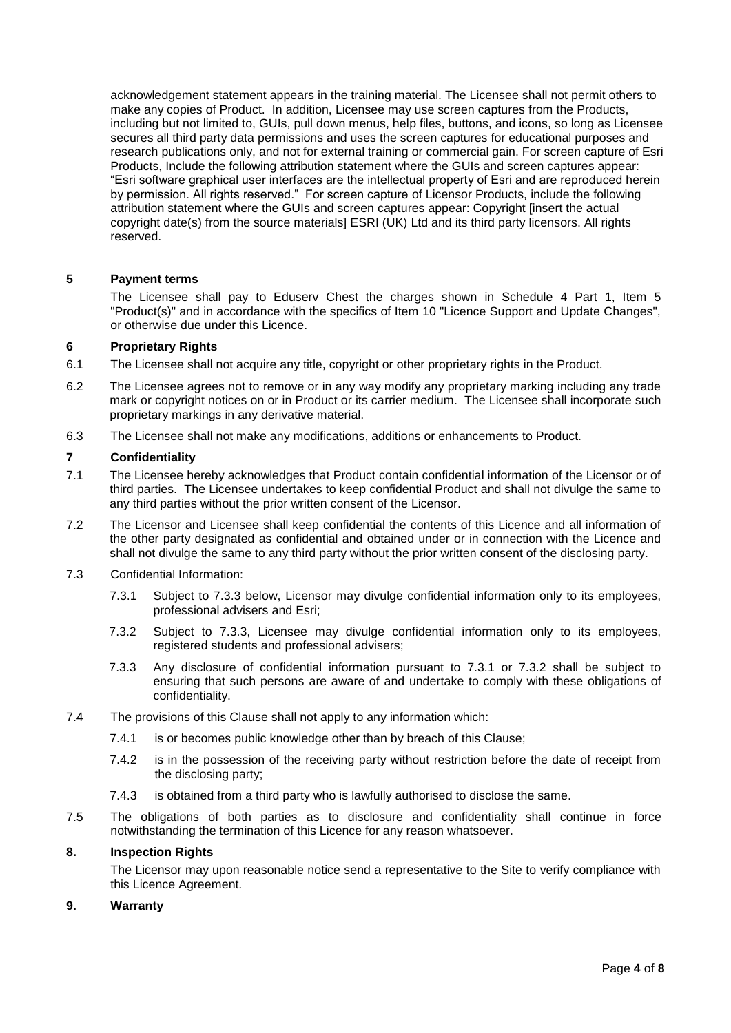acknowledgement statement appears in the training material. The Licensee shall not permit others to make any copies of Product. In addition, Licensee may use screen captures from the Products, including but not limited to, GUIs, pull down menus, help files, buttons, and icons, so long as Licensee secures all third party data permissions and uses the screen captures for educational purposes and research publications only, and not for external training or commercial gain. For screen capture of Esri Products, Include the following attribution statement where the GUIs and screen captures appear: "Esri software graphical user interfaces are the intellectual property of Esri and are reproduced herein by permission. All rights reserved." For screen capture of Licensor Products, include the following attribution statement where the GUIs and screen captures appear: Copyright [insert the actual copyright date(s) from the source materials] ESRI (UK) Ltd and its third party licensors. All rights reserved.

## 5 Payment terms

The Licensee shall pay to Eduserv Chest the charges shown in Schedule 4 Part 1, Item 5 "Product(s)" and in accordance with the specifics of Item 10 "Licence Support and Update Changes", or otherwise due under this Licence.

## 6 Proprietary Rights

6.1 The Licensee shall not acquire any title, copyright or other proprietary rights in the Product.

6.2 The Licensee agrees not to remove or in any way modify any proprietary marking including any trade mark or copyright notices on or in Product or its carrier medium. The Licensee shall incorporate such proprietary markings in any derivative material.

6.3 The Licensee shall not make any modifications, additions or enhancements to Product.

## 7 Confidentiality

7.1 The Licensee hereby acknowledges that Product contain confidential information of the Licensor or of third parties. The Licensee undertakes to keep confidential Product and shall not divulge the same to any third parties without the prior written consent of the Licensor.

7.2 The Licensor and Licensee shall keep confidential the contents of this Licence and all information of the other party designated as confidential and obtained under or in connection with the Licence and shall not divulge the same to any third party without the prior written consent of the disclosing party.

7.3 Confidential Information:

7.3.1 Subject to 7.3.3 below, Licensor may divulge confidential information only to its employees, professional advisers and Esri;

7.3.2 Subject to 7.3.3, Licensee may divulge confidential information only to its employees, registered students and professional advisers;

7.3.3 Any disclosure of confidential information pursuant to 7.3.1 or 7.3.2 shall be subject to ensuring that such persons are aware of and undertake to comply with these obligations of confidentiality.

7.4 The provisions of this Clause shall not apply to any information which:

7.4.1 is or becomes public knowledge other than by breach of this Clause;

7.4.2 is in the possession of the receiving party without restriction before the date of receipt from the disclosing party;

7.4.3 is obtained from a third party who is lawfully authorised to disclose the same.

7.5 The obligations of both parties as to disclosure and confidentiality shall continue in force notwithstanding the termination of this Licence for any reason whatsoever.

## 8. Inspection Rights

The Licensor may upon reasonable notice send a representative to the Site to verify compliance with this Licence Agreement.

## 9. Warranty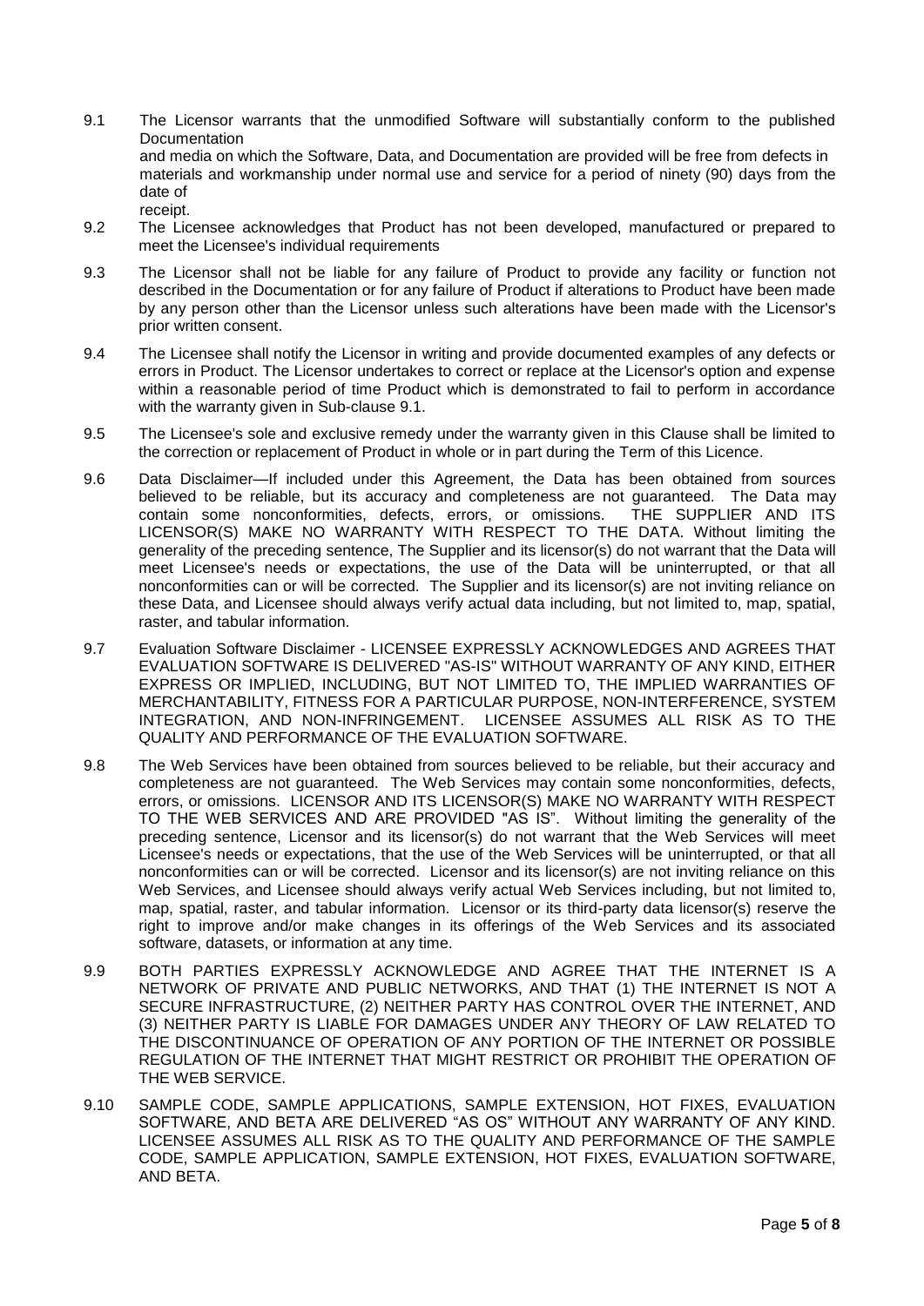9.1 The Licensor warrants that the unmodified Software will substantially conform to the published Documentation
and media on which the Software, Data, and Documentation are provided will be free from defects in materials and workmanship under normal use and service for a period of ninety (90) days from the date of
receipt.

9.2 The Licensee acknowledges that Product has not been developed, manufactured or prepared to meet the Licensee's individual requirements

9.3 The Licensor shall not be liable for any failure of Product to provide any facility or function not described in the Documentation or for any failure of Product if alterations to Product have been made by any person other than the Licensor unless such alterations have been made with the Licensor's prior written consent.

9.4 The Licensee shall notify the Licensor in writing and provide documented examples of any defects or errors in Product. The Licensor undertakes to correct or replace at the Licensor's option and expense within a reasonable period of time Product which is demonstrated to fail to perform in accordance with the warranty given in Sub-clause 9.1.

9.5 The Licensee's sole and exclusive remedy under the warranty given in this Clause shall be limited to the correction or replacement of Product in whole or in part during the Term of this Licence.

9.6 Data Disclaimer—If included under this Agreement, the Data has been obtained from sources believed to be reliable, but its accuracy and completeness are not guaranteed. The Data may contain some nonconformities, defects, errors, or omissions. THE SUPPLIER AND ITS LICENSOR(S) MAKE NO WARRANTY WITH RESPECT TO THE DATA. Without limiting the generality of the preceding sentence, The Supplier and its licensor(s) do not warrant that the Data will meet Licensee's needs or expectations, the use of the Data will be uninterrupted, or that all nonconformities can or will be corrected. The Supplier and its licensor(s) are not inviting reliance on these Data, and Licensee should always verify actual data including, but not limited to, map, spatial, raster, and tabular information.

9.7 Evaluation Software Disclaimer - LICENSEE EXPRESSLY ACKNOWLEDGES AND AGREES THAT EVALUATION SOFTWARE IS DELIVERED "AS-IS" WITHOUT WARRANTY OF ANY KIND, EITHER EXPRESS OR IMPLIED, INCLUDING, BUT NOT LIMITED TO, THE IMPLIED WARRANTIES OF MERCHANTABILITY, FITNESS FOR A PARTICULAR PURPOSE, NON-INTERFERENCE, SYSTEM INTEGRATION, AND NON-INFRINGEMENT. LICENSEE ASSUMES ALL RISK AS TO THE QUALITY AND PERFORMANCE OF THE EVALUATION SOFTWARE.

9.8 The Web Services have been obtained from sources believed to be reliable, but their accuracy and completeness are not guaranteed. The Web Services may contain some nonconformities, defects, errors, or omissions. LICENSOR AND ITS LICENSOR(S) MAKE NO WARRANTY WITH RESPECT TO THE WEB SERVICES AND ARE PROVIDED "AS IS". Without limiting the generality of the preceding sentence, Licensor and its licensor(s) do not warrant that the Web Services will meet Licensee's needs or expectations, that the use of the Web Services will be uninterrupted, or that all nonconformities can or will be corrected. Licensor and its licensor(s) are not inviting reliance on this Web Services, and Licensee should always verify actual Web Services including, but not limited to, map, spatial, raster, and tabular information. Licensor or its third-party data licensor(s) reserve the right to improve and/or make changes in its offerings of the Web Services and its associated software, datasets, or information at any time.

9.9 BOTH PARTIES EXPRESSLY ACKNOWLEDGE AND AGREE THAT THE INTERNET IS A NETWORK OF PRIVATE AND PUBLIC NETWORKS, AND THAT (1) THE INTERNET IS NOT A SECURE INFRASTRUCTURE, (2) NEITHER PARTY HAS CONTROL OVER THE INTERNET, AND (3) NEITHER PARTY IS LIABLE FOR DAMAGES UNDER ANY THEORY OF LAW RELATED TO THE DISCONTINUANCE OF OPERATION OF ANY PORTION OF THE INTERNET OR POSSIBLE REGULATION OF THE INTERNET THAT MIGHT RESTRICT OR PROHIBIT THE OPERATION OF THE WEB SERVICE.

9.10 SAMPLE CODE, SAMPLE APPLICATIONS, SAMPLE EXTENSION, HOT FIXES, EVALUATION SOFTWARE, AND BETA ARE DELIVERED "AS OS" WITHOUT ANY WARRANTY OF ANY KIND. LICENSEE ASSUMES ALL RISK AS TO THE QUALITY AND PERFORMANCE OF THE SAMPLE CODE, SAMPLE APPLICATION, SAMPLE EXTENSION, HOT FIXES, EVALUATION SOFTWARE, AND BETA.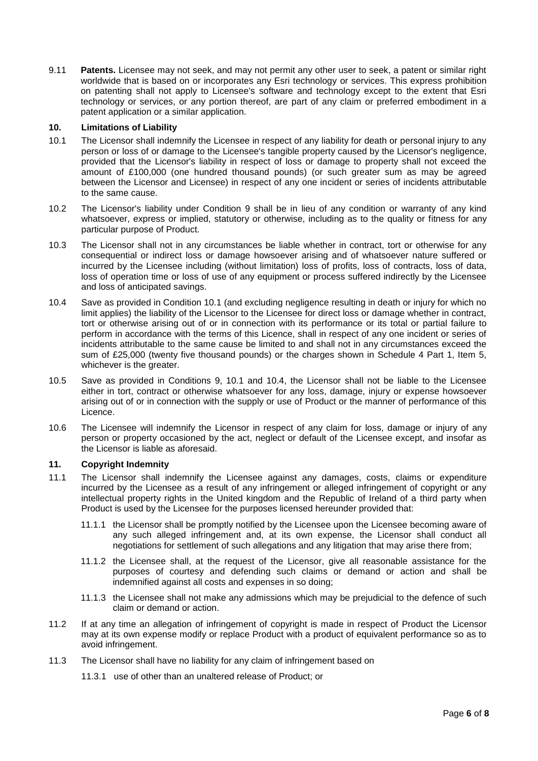9.11 **Patents.** Licensee may not seek, and may not permit any other user to seek, a patent or similar right worldwide that is based on or incorporates any Esri technology or services. This express prohibition on patenting shall not apply to Licensee's software and technology except to the extent that Esri technology or services, or any portion thereof, are part of any claim or preferred embodiment in a patent application or a similar application.

## 10. Limitations of Liability

10.1 The Licensor shall indemnify the Licensee in respect of any liability for death or personal injury to any person or loss of or damage to the Licensee's tangible property caused by the Licensor's negligence, provided that the Licensor's liability in respect of loss or damage to property shall not exceed the amount of £100,000 (one hundred thousand pounds) (or such greater sum as may be agreed between the Licensor and Licensee) in respect of any one incident or series of incidents attributable to the same cause.

10.2 The Licensor's liability under Condition 9 shall be in lieu of any condition or warranty of any kind whatsoever, express or implied, statutory or otherwise, including as to the quality or fitness for any particular purpose of Product.

10.3 The Licensor shall not in any circumstances be liable whether in contract, tort or otherwise for any consequential or indirect loss or damage howsoever arising and of whatsoever nature suffered or incurred by the Licensee including (without limitation) loss of profits, loss of contracts, loss of data, loss of operation time or loss of use of any equipment or process suffered indirectly by the Licensee and loss of anticipated savings.

10.4 Save as provided in Condition 10.1 (and excluding negligence resulting in death or injury for which no limit applies) the liability of the Licensor to the Licensee for direct loss or damage whether in contract, tort or otherwise arising out of or in connection with its performance or its total or partial failure to perform in accordance with the terms of this Licence, shall in respect of any one incident or series of incidents attributable to the same cause be limited to and shall not in any circumstances exceed the sum of £25,000 (twenty five thousand pounds) or the charges shown in Schedule 4 Part 1, Item 5, whichever is the greater.

10.5 Save as provided in Conditions 9, 10.1 and 10.4, the Licensor shall not be liable to the Licensee either in tort, contract or otherwise whatsoever for any loss, damage, injury or expense howsoever arising out of or in connection with the supply or use of Product or the manner of performance of this Licence.

10.6 The Licensee will indemnify the Licensor in respect of any claim for loss, damage or injury of any person or property occasioned by the act, neglect or default of the Licensee except, and insofar as the Licensor is liable as aforesaid.

## 11. Copyright Indemnity

11.1 The Licensor shall indemnify the Licensee against any damages, costs, claims or expenditure incurred by the Licensee as a result of any infringement or alleged infringement of copyright or any intellectual property rights in the United kingdom and the Republic of Ireland of a third party when Product is used by the Licensee for the purposes licensed hereunder provided that:

11.1.1 the Licensor shall be promptly notified by the Licensee upon the Licensee becoming aware of any such alleged infringement and, at its own expense, the Licensor shall conduct all negotiations for settlement of such allegations and any litigation that may arise there from;

11.1.2 the Licensee shall, at the request of the Licensor, give all reasonable assistance for the purposes of courtesy and defending such claims or demand or action and shall be indemnified against all costs and expenses in so doing;

11.1.3 the Licensee shall not make any admissions which may be prejudicial to the defence of such claim or demand or action.

11.2 If at any time an allegation of infringement of copyright is made in respect of Product the Licensor may at its own expense modify or replace Product with a product of equivalent performance so as to avoid infringement.

11.3 The Licensor shall have no liability for any claim of infringement based on

11.3.1 use of other than an unaltered release of Product; or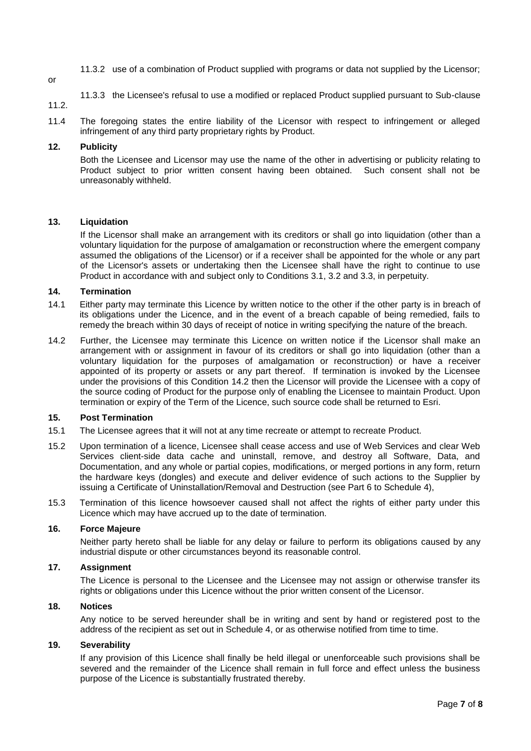11.3.2 use of a combination of Product supplied with programs or data not supplied by the Licensor; or

11.3.3 the Licensee's refusal to use a modified or replaced Product supplied pursuant to Sub-clause 11.2.

11.4 The foregoing states the entire liability of the Licensor with respect to infringement or alleged infringement of any third party proprietary rights by Product.

## 12. Publicity

Both the Licensee and Licensor may use the name of the other in advertising or publicity relating to Product subject to prior written consent having been obtained. Such consent shall not be unreasonably withheld.

## 13. Liquidation

If the Licensor shall make an arrangement with its creditors or shall go into liquidation (other than a voluntary liquidation for the purpose of amalgamation or reconstruction where the emergent company assumed the obligations of the Licensor) or if a receiver shall be appointed for the whole or any part of the Licensor's assets or undertaking then the Licensee shall have the right to continue to use Product in accordance with and subject only to Conditions 3.1, 3.2 and 3.3, in perpetuity.

## 14. Termination

14.1 Either party may terminate this Licence by written notice to the other if the other party is in breach of its obligations under the Licence, and in the event of a breach capable of being remedied, fails to remedy the breach within 30 days of receipt of notice in writing specifying the nature of the breach.

14.2 Further, the Licensee may terminate this Licence on written notice if the Licensor shall make an arrangement with or assignment in favour of its creditors or shall go into liquidation (other than a voluntary liquidation for the purposes of amalgamation or reconstruction) or have a receiver appointed of its property or assets or any part thereof. If termination is invoked by the Licensee under the provisions of this Condition 14.2 then the Licensor will provide the Licensee with a copy of the source coding of Product for the purpose only of enabling the Licensee to maintain Product. Upon termination or expiry of the Term of the Licence, such source code shall be returned to Esri.

## 15. Post Termination

15.1 The Licensee agrees that it will not at any time recreate or attempt to recreate Product.

15.2 Upon termination of a licence, Licensee shall cease access and use of Web Services and clear Web Services client-side data cache and uninstall, remove, and destroy all Software, Data, and Documentation, and any whole or partial copies, modifications, or merged portions in any form, return the hardware keys (dongles) and execute and deliver evidence of such actions to the Supplier by issuing a Certificate of Uninstallation/Removal and Destruction (see Part 6 to Schedule 4),

15.3 Termination of this licence howsoever caused shall not affect the rights of either party under this Licence which may have accrued up to the date of termination.

## 16. Force Majeure

Neither party hereto shall be liable for any delay or failure to perform its obligations caused by any industrial dispute or other circumstances beyond its reasonable control.

## 17. Assignment

The Licence is personal to the Licensee and the Licensee may not assign or otherwise transfer its rights or obligations under this Licence without the prior written consent of the Licensor.

## 18. Notices

Any notice to be served hereunder shall be in writing and sent by hand or registered post to the address of the recipient as set out in Schedule 4, or as otherwise notified from time to time.

## 19. Severability

If any provision of this Licence shall finally be held illegal or unenforceable such provisions shall be severed and the remainder of the Licence shall remain in full force and effect unless the business purpose of the Licence is substantially frustrated thereby.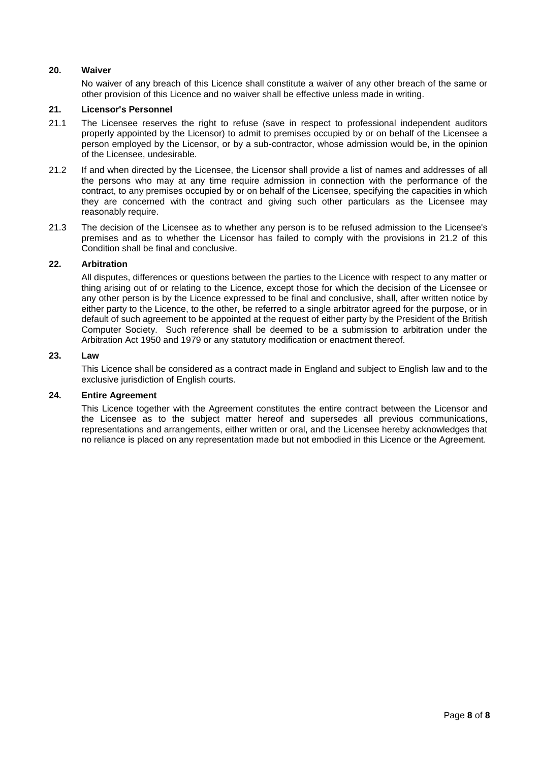## 20. Waiver

No waiver of any breach of this Licence shall constitute a waiver of any other breach of the same or other provision of this Licence and no waiver shall be effective unless made in writing.

## 21. Licensor's Personnel

21.1 The Licensee reserves the right to refuse (save in respect to professional independent auditors properly appointed by the Licensor) to admit to premises occupied by or on behalf of the Licensee a person employed by the Licensor, or by a sub-contractor, whose admission would be, in the opinion of the Licensee, undesirable.

21.2 If and when directed by the Licensee, the Licensor shall provide a list of names and addresses of all the persons who may at any time require admission in connection with the performance of the contract, to any premises occupied by or on behalf of the Licensee, specifying the capacities in which they are concerned with the contract and giving such other particulars as the Licensee may reasonably require.

21.3 The decision of the Licensee as to whether any person is to be refused admission to the Licensee's premises and as to whether the Licensor has failed to comply with the provisions in 21.2 of this Condition shall be final and conclusive.

## 22. Arbitration

All disputes, differences or questions between the parties to the Licence with respect to any matter or thing arising out of or relating to the Licence, except those for which the decision of the Licensee or any other person is by the Licence expressed to be final and conclusive, shall, after written notice by either party to the Licence, to the other, be referred to a single arbitrator agreed for the purpose, or in default of such agreement to be appointed at the request of either party by the President of the British Computer Society. Such reference shall be deemed to be a submission to arbitration under the Arbitration Act 1950 and 1979 or any statutory modification or enactment thereof.

## 23. Law

This Licence shall be considered as a contract made in England and subject to English law and to the exclusive jurisdiction of English courts.

## 24. Entire Agreement

This Licence together with the Agreement constitutes the entire contract between the Licensor and the Licensee as to the subject matter hereof and supersedes all previous communications, representations and arrangements, either written or oral, and the Licensee hereby acknowledges that no reliance is placed on any representation made but not embodied in this Licence or the Agreement.